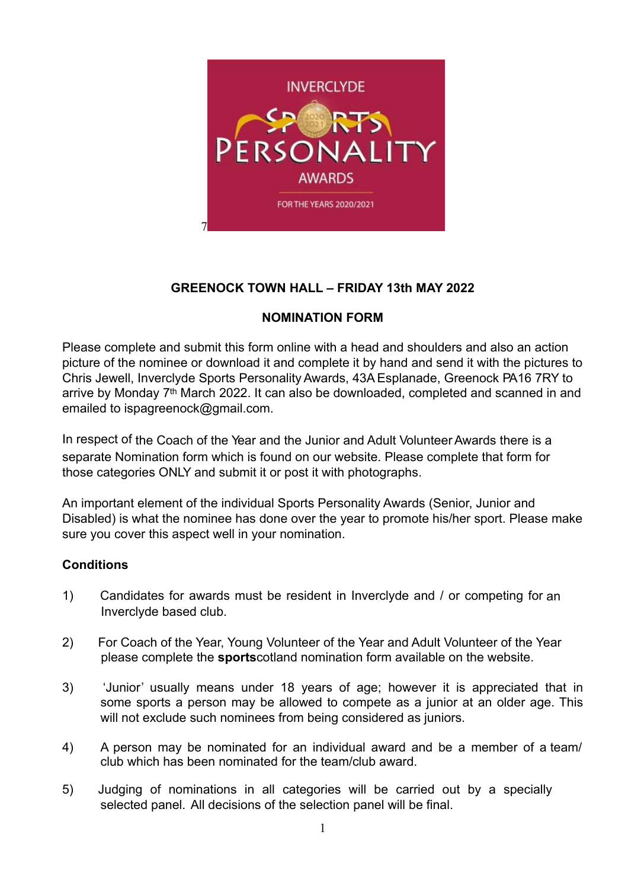INVERCLYDE

SPORTS

PERSONALITY

AWARDS

FOR THE YEARS 2020/2021

7

**GREENOCK TOWN HALL – FRIDAY 13th MAY 2022**

**NOMINATION FORM**

Please complete and submit this form online with a head and shoulders and also an action picture of the nominee or download it and complete it by hand and send it with the pictures to Chris Jewell, Inverclyde Sports Personality Awards, 43A Esplanade, Greenock PA16 7RY to arrive by Monday 7th March 2022. It can also be downloaded, completed and scanned in and emailed to ispagreenock@gmail.com.

In respect of the Coach of the Year and the Junior and Adult Volunteer Awards there is a separate Nomination form which is found on our website. Please complete that form for those categories ONLY and submit it or post it with photographs.

An important element of the individual Sports Personality Awards (Senior, Junior and Disabled) is what the nominee has done over the year to promote his/her sport. Please make sure you cover this aspect well in your nomination.

**Conditions**

1) Candidates for awards must be resident in Inverclyde and / or competing for an Inverclyde based club.

2) For Coach of the Year, Young Volunteer of the Year and Adult Volunteer of the Year please complete the **sports**cotland nomination form available on the website.

3) 'Junior' usually means under 18 years of age; however it is appreciated that in some sports a person may be allowed to compete as a junior at an older age. This will not exclude such nominees from being considered as juniors.

4) A person may be nominated for an individual award and be a member of a team/ club which has been nominated for the team/club award.

5) Judging of nominations in all categories will be carried out by a specially selected panel. All decisions of the selection panel will be final.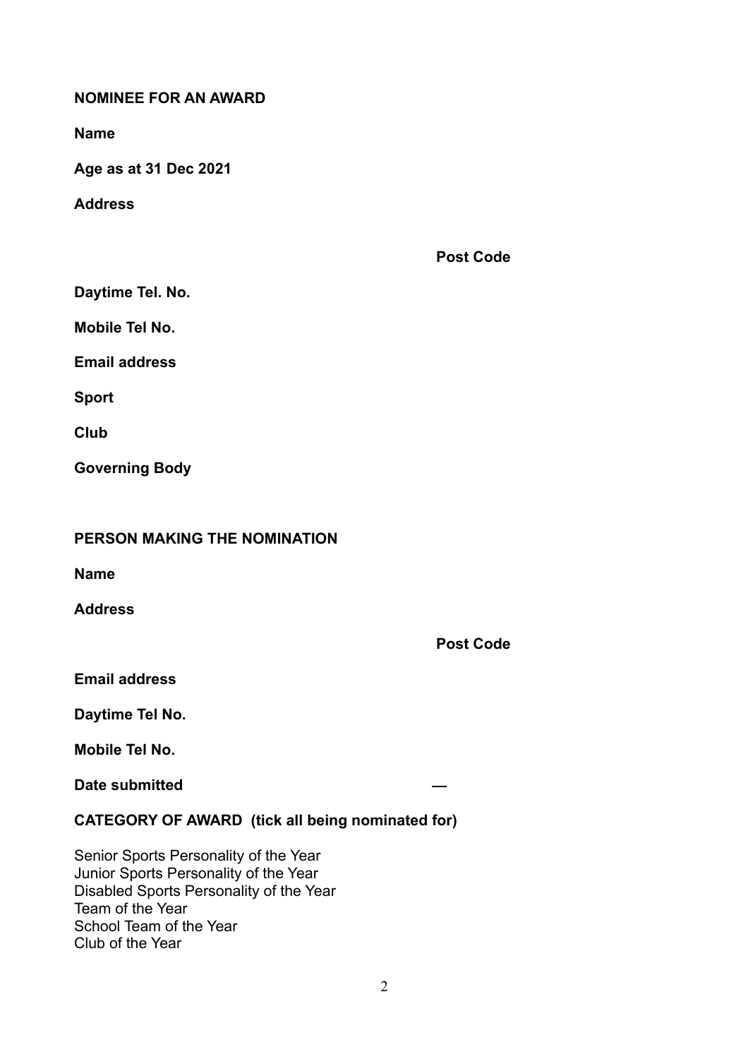**NOMINEE FOR AN AWARD**

**Name**

**Age as at 31 Dec 2021**

**Address**

**Post Code**

**Daytime Tel. No.**

**Mobile Tel No.**

**Email address**

**Sport**

**Club**

**Governing Body**

**PERSON MAKING THE NOMINATION**

**Name**

**Address**

**Post Code**

**Email address**

**Daytime Tel No.**

**Mobile Tel No.**

**Date submitted**

**CATEGORY OF AWARD (tick all being nominated for)**

Senior Sports Personality of the Year
Junior Sports Personality of the Year
Disabled Sports Personality of the Year
Team of the Year
School Team of the Year
Club of the Year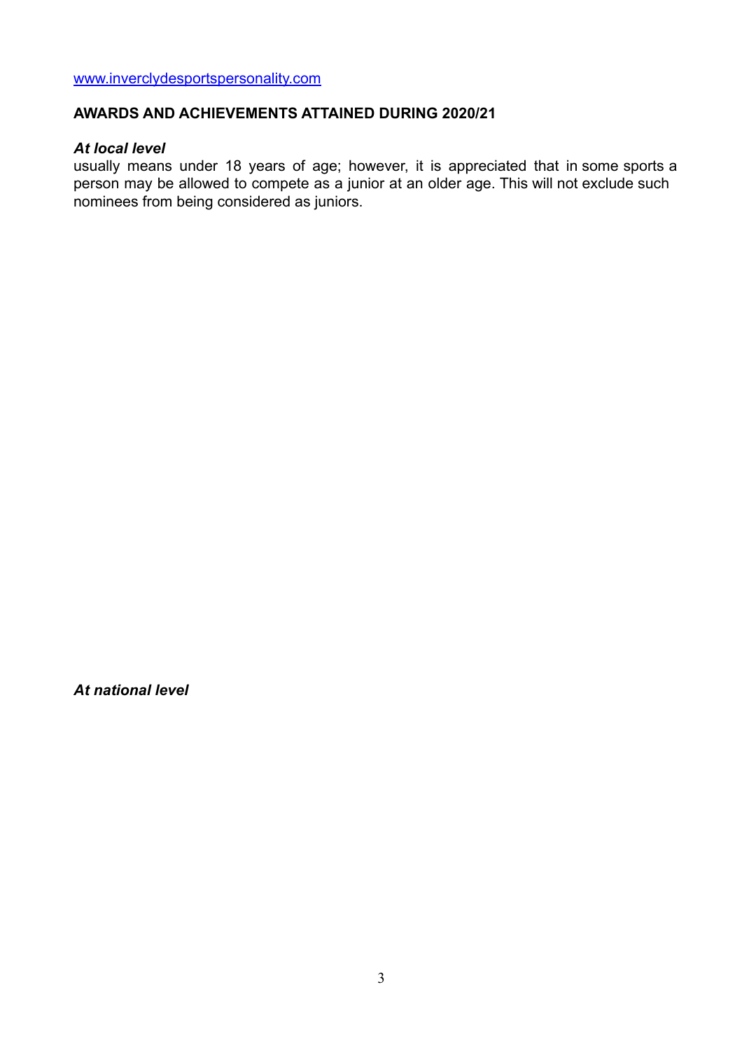www.inverclydesportspersonality.com

**AWARDS AND ACHIEVEMENTS ATTAINED DURING 2020/21**

***At local level***

usually means under 18 years of age; however, it is appreciated that in some sports a person may be allowed to compete as a junior at an older age. This will not exclude such nominees from being considered as juniors.

***At national level***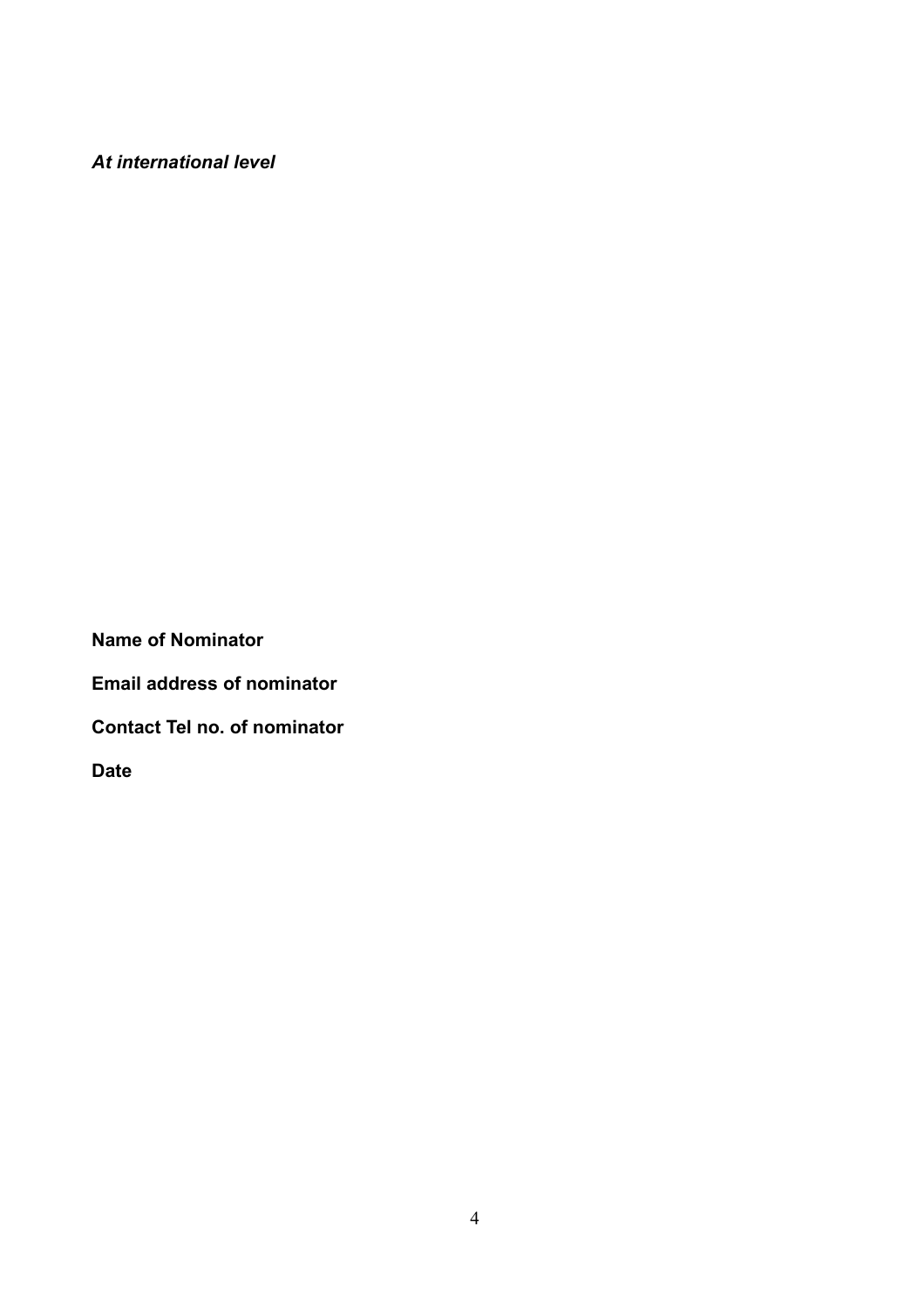***At international level***

**Name of Nominator**

**Email address of nominator**

**Contact Tel no. of nominator**

**Date**